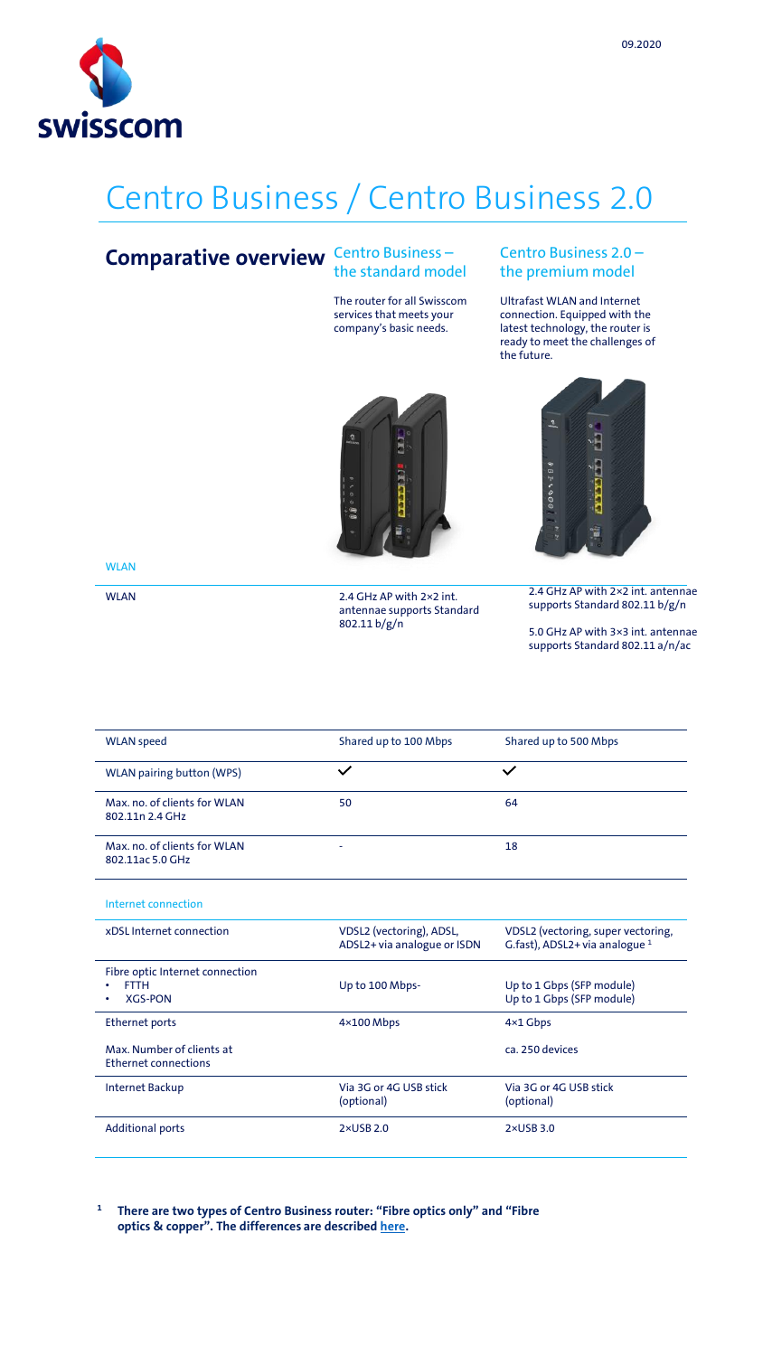09.2020

# Centro Business / Centro Business 2.0

## Comparative overview

| | Centro Business – the standard model | Centro Business 2.0 – the premium model |
|---|---|---|
| | The router for all Swisscom services that meets your company's basic needs. | Ultrafast WLAN and Internet connection. Equipped with the latest technology, the router is ready to meet the challenges of the future. |
| **WLAN** | | |
| WLAN | 2.4 GHz AP with 2×2 int. antennae supports Standard 802.11 b/g/n | 2.4 GHz AP with 2×2 int. antennae supports Standard 802.11 b/g/n<br><br>5.0 GHz AP with 3×3 int. antennae supports Standard 802.11 a/n/ac |
| WLAN speed | Shared up to 100 Mbps | Shared up to 500 Mbps |
| WLAN pairing button (WPS) | ✓ | ✓ |
| Max. no. of clients for WLAN 802.11n 2.4 GHz | 50 | 64 |
| Max. no. of clients for WLAN 802.11ac 5.0 GHz | - | 18 |
| **Internet connection** | | |
| xDSL Internet connection | VDSL2 (vectoring), ADSL, ADSL2+ via analogue or ISDN | VDSL2 (vectoring, super vectoring, G.fast), ADSL2+ via analogue [1] |
| Fibre optic Internet connection<br>• FTTH<br>• XGS-PON | Up to 100 Mbps- | Up to 1 Gbps (SFP module)<br>Up to 1 Gbps (SFP module) |
| Ethernet ports | 4×100 Mbps | 4×1 Gbps |
| Max. Number of clients at Ethernet connections | | ca. 250 devices |
| Internet Backup | Via 3G or 4G USB stick (optional) | Via 3G or 4G USB stick (optional) |
| Additional ports | 2×USB 2.0 | 2×USB 3.0 |

[1] **There are two types of Centro Business router: "Fibre optics only" and "Fibre optics & copper". The differences are described here.**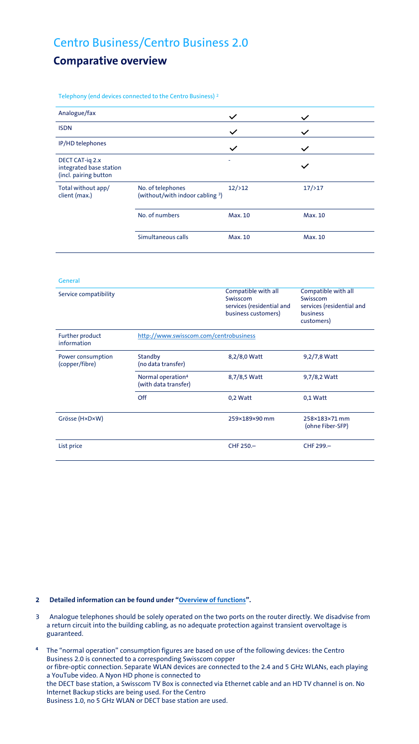# Centro Business/Centro Business 2.0

## Comparative overview

Telephony (end devices connected to the Centro Business) [2]

| | | | |
|---|---|---|---|
| Analogue/fax | | ✓ | ✓ |
| ISDN | | ✓ | ✓ |
| IP/HD telephones | | ✓ | ✓ |
| DECT CAT-iq 2.x integrated base station (incl. pairing button | | - | ✓ |
| Total without app/ client (max.) | No. of telephones (without/with indoor cabling [3]) | 12/>12 | 17/>17 |
| | No. of numbers | Max. 10 | Max. 10 |
| | Simultaneous calls | Max. 10 | Max. 10 |

General

| | | | |
|---|---|---|---|
| Service compatibility | | Compatible with all Swisscom services (residential and business customers) | Compatible with all Swisscom services (residential and business customers) |
| Further product information | http://www.swisscom.com/centrobusiness | | |
| Power consumption (copper/fibre) | Standby (no data transfer) | 8,2/8,0 Watt | 9,2/7,8 Watt |
| | Normal operation[4] (with data transfer) | 8,7/8,5 Watt | 9,7/8,2 Watt |
| | Off | 0,2 Watt | 0,1 Watt |
| Grösse (H×D×W) | | 259×189×90 mm | 258×183×71 mm (ohne Fiber-SFP) |
| List price | | CHF 250.– | CHF 299.– |

**2 Detailed information can be found under "Overview of functions".**

3 Analogue telephones should be solely operated on the two ports on the router directly. We disadvise from a return circuit into the building cabling, as no adequate protection against transient overvoltage is guaranteed.

4 The "normal operation" consumption figures are based on use of the following devices: the Centro Business 2.0 is connected to a corresponding Swisscom copper or fibre-optic connection. Separate WLAN devices are connected to the 2.4 and 5 GHz WLANs, each playing a YouTube video. A Nyon HD phone is connected to the DECT base station, a Swisscom TV Box is connected via Ethernet cable and an HD TV channel is on. No Internet Backup sticks are being used. For the Centro Business 1.0, no 5 GHz WLAN or DECT base station are used.